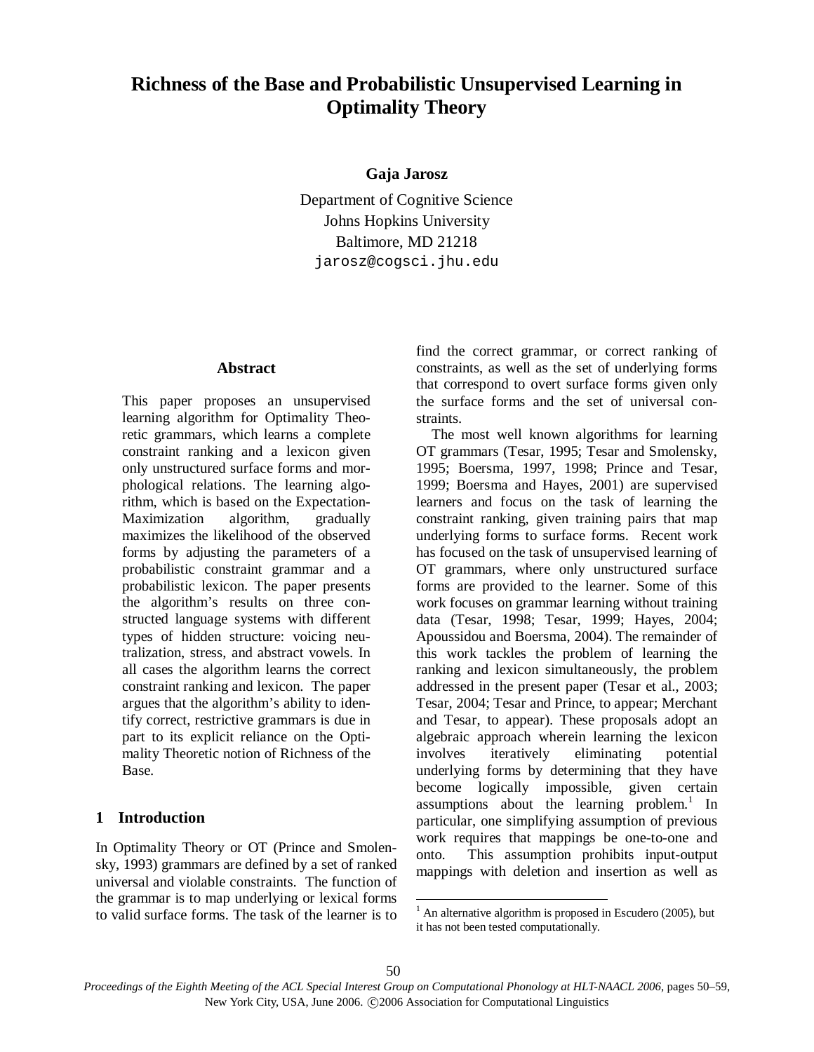# Richness of the Base and Probabilistic Unsupervised Learning in Optimality Theory

**Gaja Jarosz**

Department of Cognitive Science
Johns Hopkins University
Baltimore, MD 21218
jarosz@cogsci.jhu.edu

## Abstract

This paper proposes an unsupervised learning algorithm for Optimality Theoretic grammars, which learns a complete constraint ranking and a lexicon given only unstructured surface forms and morphological relations. The learning algorithm, which is based on the Expectation-Maximization algorithm, gradually maximizes the likelihood of the observed forms by adjusting the parameters of a probabilistic constraint grammar and a probabilistic lexicon. The paper presents the algorithm's results on three constructed language systems with different types of hidden structure: voicing neutralization, stress, and abstract vowels. In all cases the algorithm learns the correct constraint ranking and lexicon. The paper argues that the algorithm's ability to identify correct, restrictive grammars is due in part to its explicit reliance on the Optimality Theoretic notion of Richness of the Base.

## 1 Introduction

In Optimality Theory or OT (Prince and Smolensky, 1993) grammars are defined by a set of ranked universal and violable constraints. The function of the grammar is to map underlying or lexical forms to valid surface forms. The task of the learner is to find the correct grammar, or correct ranking of constraints, as well as the set of underlying forms that correspond to overt surface forms given only the surface forms and the set of universal constraints.

The most well known algorithms for learning OT grammars (Tesar, 1995; Tesar and Smolensky, 1995; Boersma, 1997, 1998; Prince and Tesar, 1999; Boersma and Hayes, 2001) are supervised learners and focus on the task of learning the constraint ranking, given training pairs that map underlying forms to surface forms. Recent work has focused on the task of unsupervised learning of OT grammars, where only unstructured surface forms are provided to the learner. Some of this work focuses on grammar learning without training data (Tesar, 1998; Tesar, 1999; Hayes, 2004; Apoussidou and Boersma, 2004). The remainder of this work tackles the problem of learning the ranking and lexicon simultaneously, the problem addressed in the present paper (Tesar et al., 2003; Tesar, 2004; Tesar and Prince, to appear; Merchant and Tesar, to appear). These proposals adopt an algebraic approach wherein learning the lexicon involves iteratively eliminating potential underlying forms by determining that they have become logically impossible, given certain assumptions about the learning problem.[1] In particular, one simplifying assumption of previous work requires that mappings be one-to-one and onto. This assumption prohibits input-output mappings with deletion and insertion as well as

[1] An alternative algorithm is proposed in Escudero (2005), but it has not been tested computationally.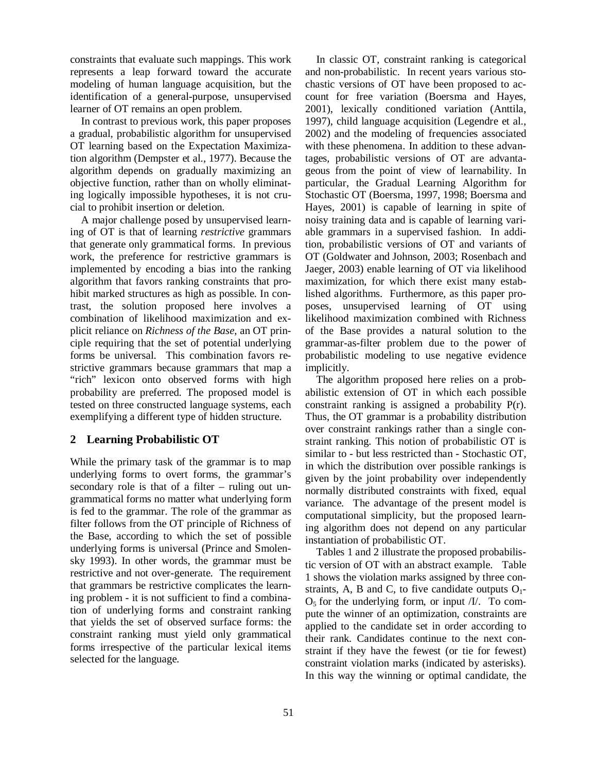constraints that evaluate such mappings. This work represents a leap forward toward the accurate modeling of human language acquisition, but the identification of a general-purpose, unsupervised learner of OT remains an open problem.

In contrast to previous work, this paper proposes a gradual, probabilistic algorithm for unsupervised OT learning based on the Expectation Maximization algorithm (Dempster et al., 1977). Because the algorithm depends on gradually maximizing an objective function, rather than on wholly eliminating logically impossible hypotheses, it is not crucial to prohibit insertion or deletion.

A major challenge posed by unsupervised learning of OT is that of learning *restrictive* grammars that generate only grammatical forms. In previous work, the preference for restrictive grammars is implemented by encoding a bias into the ranking algorithm that favors ranking constraints that prohibit marked structures as high as possible. In contrast, the solution proposed here involves a combination of likelihood maximization and explicit reliance on *Richness of the Base*, an OT principle requiring that the set of potential underlying forms be universal. This combination favors restrictive grammars because grammars that map a "rich" lexicon onto observed forms with high probability are preferred. The proposed model is tested on three constructed language systems, each exemplifying a different type of hidden structure.

## 2 Learning Probabilistic OT

While the primary task of the grammar is to map underlying forms to overt forms, the grammar's secondary role is that of a filter – ruling out ungrammatical forms no matter what underlying form is fed to the grammar. The role of the grammar as filter follows from the OT principle of Richness of the Base, according to which the set of possible underlying forms is universal (Prince and Smolensky 1993). In other words, the grammar must be restrictive and not over-generate. The requirement that grammars be restrictive complicates the learning problem - it is not sufficient to find a combination of underlying forms and constraint ranking that yields the set of observed surface forms: the constraint ranking must yield only grammatical forms irrespective of the particular lexical items selected for the language.

In classic OT, constraint ranking is categorical and non-probabilistic. In recent years various stochastic versions of OT have been proposed to account for free variation (Boersma and Hayes, 2001), lexically conditioned variation (Anttila, 1997), child language acquisition (Legendre et al., 2002) and the modeling of frequencies associated with these phenomena. In addition to these advantages, probabilistic versions of OT are advantageous from the point of view of learnability. In particular, the Gradual Learning Algorithm for Stochastic OT (Boersma, 1997, 1998; Boersma and Hayes, 2001) is capable of learning in spite of noisy training data and is capable of learning variable grammars in a supervised fashion. In addition, probabilistic versions of OT and variants of OT (Goldwater and Johnson, 2003; Rosenbach and Jaeger, 2003) enable learning of OT via likelihood maximization, for which there exist many established algorithms. Furthermore, as this paper proposes, unsupervised learning of OT using likelihood maximization combined with Richness of the Base provides a natural solution to the grammar-as-filter problem due to the power of probabilistic modeling to use negative evidence implicitly.

The algorithm proposed here relies on a probabilistic extension of OT in which each possible constraint ranking is assigned a probability P(r). Thus, the OT grammar is a probability distribution over constraint rankings rather than a single constraint ranking. This notion of probabilistic OT is similar to - but less restricted than - Stochastic OT, in which the distribution over possible rankings is given by the joint probability over independently normally distributed constraints with fixed, equal variance. The advantage of the present model is computational simplicity, but the proposed learning algorithm does not depend on any particular instantiation of probabilistic OT.

Tables 1 and 2 illustrate the proposed probabilistic version of OT with an abstract example. Table 1 shows the violation marks assigned by three constraints, A, B and C, to five candidate outputs $O_1$-$O_5$ for the underlying form, or input /I/. To compute the winner of an optimization, constraints are applied to the candidate set in order according to their rank. Candidates continue to the next constraint if they have the fewest (or tie for fewest) constraint violation marks (indicated by asterisks). In this way the winning or optimal candidate, the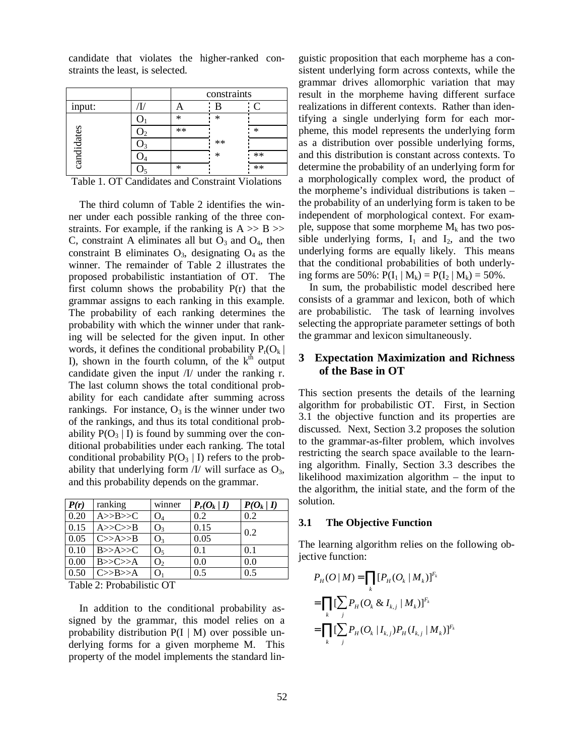candidate that violates the higher-ranked constraints the least, is selected.

| | | constraints | | |
|---|---|---|---|---|
| input: | /I/ | A | B | C |
| candidates | $O_1$ | * | * | |
| | $O_2$ | ** | | * |
| | $O_3$ | | ** | |
| | $O_4$ | | * | ** |
| | $O_5$ | * | | ** |

Table 1. OT Candidates and Constraint Violations

The third column of Table 2 identifies the winner under each possible ranking of the three constraints. For example, if the ranking is A >> B >> C, constraint A eliminates all but $O_3$ and $O_4$, then constraint B eliminates $O_3$, designating $O_4$ as the winner. The remainder of Table 2 illustrates the proposed probabilistic instantiation of OT. The first column shows the probability P(r) that the grammar assigns to each ranking in this example. The probability of each ranking determines the probability with which the winner under that ranking will be selected for the given input. In other words, it defines the conditional probability $P_r(O_k \mid I)$, shown in the fourth column, of the $k^{th}$ output candidate given the input /I/ under the ranking r. The last column shows the total conditional probability for each candidate after summing across rankings. For instance, $O_3$ is the winner under two of the rankings, and thus its total conditional probability $P(O_3 \mid I)$ is found by summing over the conditional probabilities under each ranking. The total conditional probability $P(O_3 \mid I)$ refers to the probability that underlying form /I/ will surface as $O_3$, and this probability depends on the grammar.

| ***P(r)*** | ranking | winner | ***$P_r(O_k \mid I)$*** | ***$P(O_k \mid I)$*** |
|---|---|---|---|---|
| 0.20 | A>>B>>C | $O_4$ | 0.2 | 0.2 |
| 0.15 | A>>C>>B | $O_3$ | 0.15 | 0.2 |
| 0.05 | C>>A>>B | $O_3$ | 0.05 | |
| 0.10 | B>>A>>C | $O_5$ | 0.1 | 0.1 |
| 0.00 | B>>C>>A | $O_2$ | 0.0 | 0.0 |
| 0.50 | C>>B>>A | $O_1$ | 0.5 | 0.5 |

Table 2: Probabilistic OT

In addition to the conditional probability assigned by the grammar, this model relies on a probability distribution P(I | M) over possible underlying forms for a given morpheme M. This property of the model implements the standard linguistic proposition that each morpheme has a consistent underlying form across contexts, while the grammar drives allomorphic variation that may result in the morpheme having different surface realizations in different contexts. Rather than identifying a single underlying form for each morpheme, this model represents the underlying form as a distribution over possible underlying forms, and this distribution is constant across contexts. To determine the probability of an underlying form for a morphologically complex word, the product of the morpheme's individual distributions is taken – the probability of an underlying form is taken to be independent of morphological context. For example, suppose that some morpheme $M_k$ has two possible underlying forms, $I_1$ and $I_2$, and the two underlying forms are equally likely. This means that the conditional probabilities of both underlying forms are 50%: $P(I_1 \mid M_k) = P(I_2 \mid M_k) = 50\%$.

In sum, the probabilistic model described here consists of a grammar and lexicon, both of which are probabilistic. The task of learning involves selecting the appropriate parameter settings of both the grammar and lexicon simultaneously.

## 3 Expectation Maximization and Richness of the Base in OT

This section presents the details of the learning algorithm for probabilistic OT. First, in Section 3.1 the objective function and its properties are discussed. Next, Section 3.2 proposes the solution to the grammar-as-filter problem, which involves restricting the search space available to the learning algorithm. Finally, Section 3.3 describes the likelihood maximization algorithm – the input to the algorithm, the initial state, and the form of the solution.

### 3.1 The Objective Function

The learning algorithm relies on the following objective function:

$$
\begin{aligned}
P_H(O \mid M) &= \prod_k [P_H(O_k \mid M_k)]^{F_k} \\
&= \prod_k [\sum_j P_H(O_k \,\&\, I_{k,j} \mid M_k)]^{F_k} \\
&= \prod_k [\sum_j P_H(O_k \mid I_{k,j}) P_H(I_{k,j} \mid M_k)]^{F_k}
\end{aligned}
$$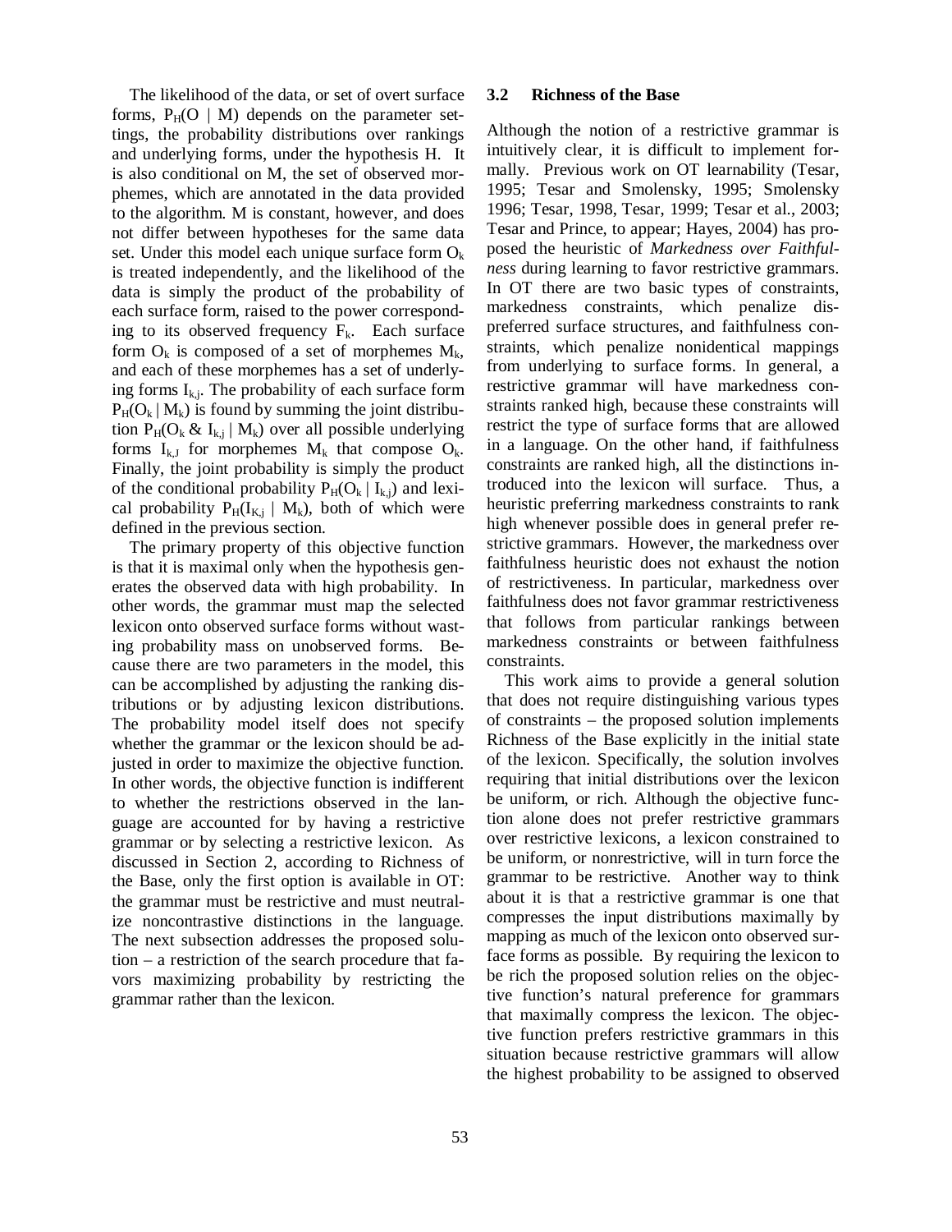The likelihood of the data, or set of overt surface forms, $P_H(O \mid M)$ depends on the parameter settings, the probability distributions over rankings and underlying forms, under the hypothesis H. It is also conditional on M, the set of observed morphemes, which are annotated in the data provided to the algorithm. M is constant, however, and does not differ between hypotheses for the same data set. Under this model each unique surface form $O_k$ is treated independently, and the likelihood of the data is simply the product of the probability of each surface form, raised to the power corresponding to its observed frequency $F_k$. Each surface form $O_k$ is composed of a set of morphemes $M_k$, and each of these morphemes has a set of underlying forms $I_{k,j}$. The probability of each surface form $P_H(O_k \mid M_k)$ is found by summing the joint distribution $P_H(O_k \,\&\, I_{k,j} \mid M_k)$ over all possible underlying forms $I_{k,J}$ for morphemes $M_k$ that compose $O_k$. Finally, the joint probability is simply the product of the conditional probability $P_H(O_k \mid I_{k,j})$ and lexical probability $P_H(I_{K,j} \mid M_k)$, both of which were defined in the previous section.

The primary property of this objective function is that it is maximal only when the hypothesis generates the observed data with high probability. In other words, the grammar must map the selected lexicon onto observed surface forms without wasting probability mass on unobserved forms. Because there are two parameters in the model, this can be accomplished by adjusting the ranking distributions or by adjusting lexicon distributions. The probability model itself does not specify whether the grammar or the lexicon should be adjusted in order to maximize the objective function. In other words, the objective function is indifferent to whether the restrictions observed in the language are accounted for by having a restrictive grammar or by selecting a restrictive lexicon. As discussed in Section 2, according to Richness of the Base, only the first option is available in OT: the grammar must be restrictive and must neutralize noncontrastive distinctions in the language. The next subsection addresses the proposed solution – a restriction of the search procedure that favors maximizing probability by restricting the grammar rather than the lexicon.

### 3.2 Richness of the Base

Although the notion of a restrictive grammar is intuitively clear, it is difficult to implement formally. Previous work on OT learnability (Tesar, 1995; Tesar and Smolensky, 1995; Smolensky 1996; Tesar, 1998, Tesar, 1999; Tesar et al., 2003; Tesar and Prince, to appear; Hayes, 2004) has proposed the heuristic of *Markedness over Faithfulness* during learning to favor restrictive grammars. In OT there are two basic types of constraints, markedness constraints, which penalize dispreferred surface structures, and faithfulness constraints, which penalize nonidentical mappings from underlying to surface forms. In general, a restrictive grammar will have markedness constraints ranked high, because these constraints will restrict the type of surface forms that are allowed in a language. On the other hand, if faithfulness constraints are ranked high, all the distinctions introduced into the lexicon will surface. Thus, a heuristic preferring markedness constraints to rank high whenever possible does in general prefer restrictive grammars. However, the markedness over faithfulness heuristic does not exhaust the notion of restrictiveness. In particular, markedness over faithfulness does not favor grammar restrictiveness that follows from particular rankings between markedness constraints or between faithfulness constraints.

This work aims to provide a general solution that does not require distinguishing various types of constraints – the proposed solution implements Richness of the Base explicitly in the initial state of the lexicon. Specifically, the solution involves requiring that initial distributions over the lexicon be uniform, or rich. Although the objective function alone does not prefer restrictive grammars over restrictive lexicons, a lexicon constrained to be uniform, or nonrestrictive, will in turn force the grammar to be restrictive. Another way to think about it is that a restrictive grammar is one that compresses the input distributions maximally by mapping as much of the lexicon onto observed surface forms as possible. By requiring the lexicon to be rich the proposed solution relies on the objective function's natural preference for grammars that maximally compress the lexicon. The objective function prefers restrictive grammars in this situation because restrictive grammars will allow the highest probability to be assigned to observed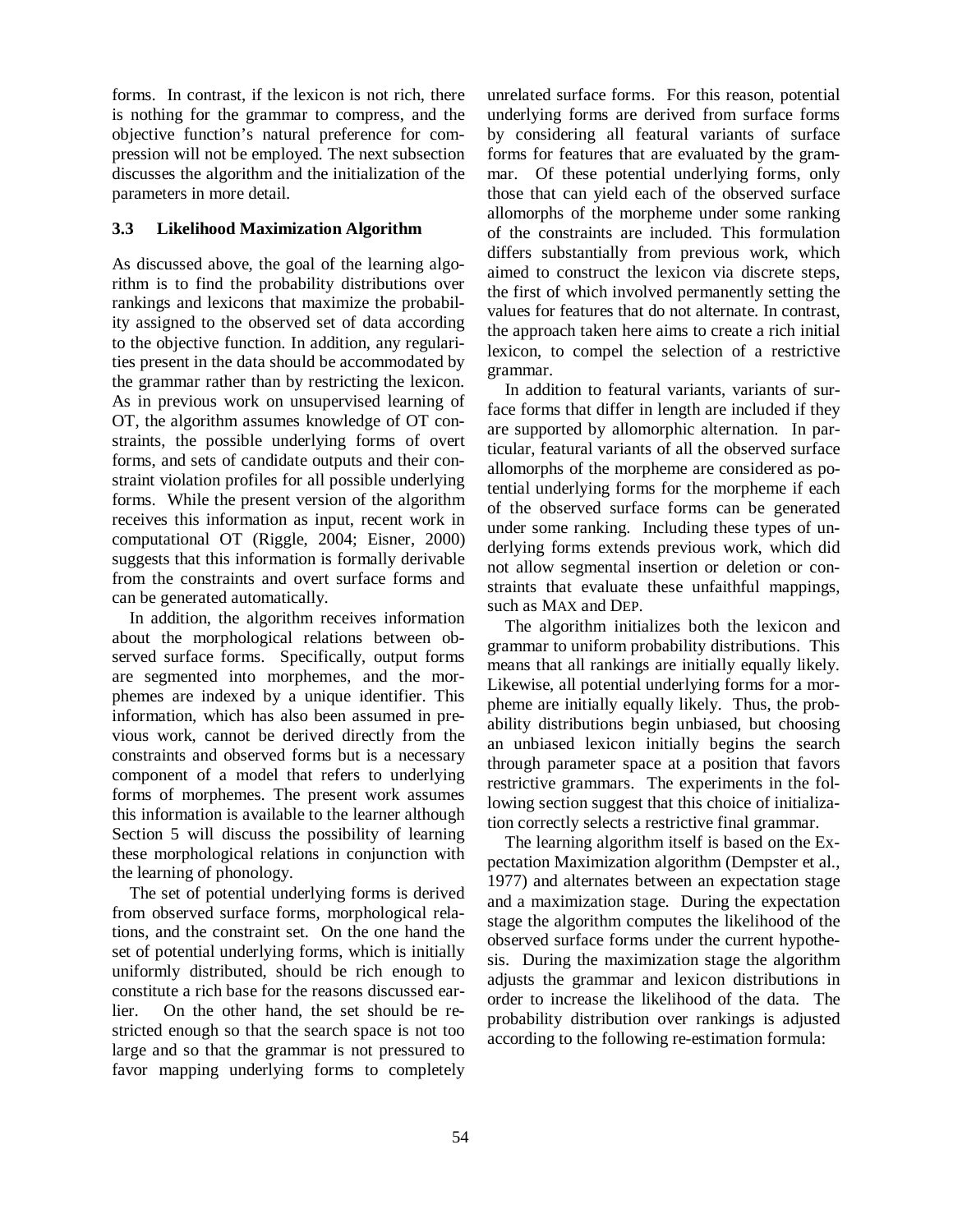forms. In contrast, if the lexicon is not rich, there is nothing for the grammar to compress, and the objective function's natural preference for compression will not be employed. The next subsection discusses the algorithm and the initialization of the parameters in more detail.

### 3.3 Likelihood Maximization Algorithm

As discussed above, the goal of the learning algorithm is to find the probability distributions over rankings and lexicons that maximize the probability assigned to the observed set of data according to the objective function. In addition, any regularities present in the data should be accommodated by the grammar rather than by restricting the lexicon. As in previous work on unsupervised learning of OT, the algorithm assumes knowledge of OT constraints, the possible underlying forms of overt forms, and sets of candidate outputs and their constraint violation profiles for all possible underlying forms. While the present version of the algorithm receives this information as input, recent work in computational OT (Riggle, 2004; Eisner, 2000) suggests that this information is formally derivable from the constraints and overt surface forms and can be generated automatically.

In addition, the algorithm receives information about the morphological relations between observed surface forms. Specifically, output forms are segmented into morphemes, and the morphemes are indexed by a unique identifier. This information, which has also been assumed in previous work, cannot be derived directly from the constraints and observed forms but is a necessary component of a model that refers to underlying forms of morphemes. The present work assumes this information is available to the learner although Section 5 will discuss the possibility of learning these morphological relations in conjunction with the learning of phonology.

The set of potential underlying forms is derived from observed surface forms, morphological relations, and the constraint set. On the one hand the set of potential underlying forms, which is initially uniformly distributed, should be rich enough to constitute a rich base for the reasons discussed earlier. On the other hand, the set should be restricted enough so that the search space is not too large and so that the grammar is not pressured to favor mapping underlying forms to completely unrelated surface forms. For this reason, potential underlying forms are derived from surface forms by considering all featural variants of surface forms for features that are evaluated by the grammar. Of these potential underlying forms, only those that can yield each of the observed surface allomorphs of the morpheme under some ranking of the constraints are included. This formulation differs substantially from previous work, which aimed to construct the lexicon via discrete steps, the first of which involved permanently setting the values for features that do not alternate. In contrast, the approach taken here aims to create a rich initial lexicon, to compel the selection of a restrictive grammar.

In addition to featural variants, variants of surface forms that differ in length are included if they are supported by allomorphic alternation. In particular, featural variants of all the observed surface allomorphs of the morpheme are considered as potential underlying forms for the morpheme if each of the observed surface forms can be generated under some ranking. Including these types of underlying forms extends previous work, which did not allow segmental insertion or deletion or constraints that evaluate these unfaithful mappings, such as MAX and DEP.

The algorithm initializes both the lexicon and grammar to uniform probability distributions. This means that all rankings are initially equally likely. Likewise, all potential underlying forms for a morpheme are initially equally likely. Thus, the probability distributions begin unbiased, but choosing an unbiased lexicon initially begins the search through parameter space at a position that favors restrictive grammars. The experiments in the following section suggest that this choice of initialization correctly selects a restrictive final grammar.

The learning algorithm itself is based on the Expectation Maximization algorithm (Dempster et al., 1977) and alternates between an expectation stage and a maximization stage. During the expectation stage the algorithm computes the likelihood of the observed surface forms under the current hypothesis. During the maximization stage the algorithm adjusts the grammar and lexicon distributions in order to increase the likelihood of the data. The probability distribution over rankings is adjusted according to the following re-estimation formula: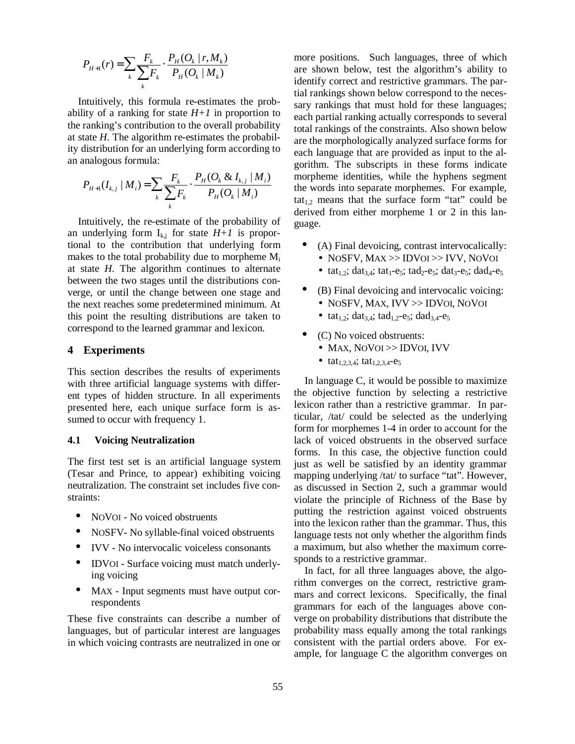$$P_{H+1}(r) = \sum_k \frac{F_k}{\sum_k F_k} \cdot \frac{P_H(O_k \mid r, M_k)}{P_H(O_k \mid M_k)}$$

Intuitively, this formula re-estimates the probability of a ranking for state *H+1* in proportion to the ranking's contribution to the overall probability at state *H*. The algorithm re-estimates the probability distribution for an underlying form according to an analogous formula:

$$P_{H+1}(I_{k,j} \mid M_i) = \sum_k \frac{F_k}{\sum_k F_k} \cdot \frac{P_H(O_k \,\&\, I_{k,j} \mid M_i)}{P_H(O_k \mid M_i)}$$

Intuitively, the re-estimate of the probability of an underlying form $I_{k,j}$ for state *H+1* is proportional to the contribution that underlying form makes to the total probability due to morpheme $M_i$ at state *H*. The algorithm continues to alternate between the two stages until the distributions converge, or until the change between one stage and the next reaches some predetermined minimum. At this point the resulting distributions are taken to correspond to the learned grammar and lexicon.

## 4 Experiments

This section describes the results of experiments with three artificial language systems with different types of hidden structure. In all experiments presented here, each unique surface form is assumed to occur with frequency 1.

### 4.1 Voicing Neutralization

The first test set is an artificial language system (Tesar and Prince, to appear) exhibiting voicing neutralization. The constraint set includes five constraints:

- NOVOI - No voiced obstruents
- NOSFV- No syllable-final voiced obstruents
- IVV - No intervocalic voiceless consonants
- IDVOI - Surface voicing must match underlying voicing
- MAX - Input segments must have output correspondents

These five constraints can describe a number of languages, but of particular interest are languages in which voicing contrasts are neutralized in one or more positions. Such languages, three of which are shown below, test the algorithm's ability to identify correct and restrictive grammars. The partial rankings shown below correspond to the necessary rankings that must hold for these languages; each partial ranking actually corresponds to several total rankings of the constraints. Also shown below are the morphologically analyzed surface forms for each language that are provided as input to the algorithm. The subscripts in these forms indicate morpheme identities, while the hyphens segment the words into separate morphemes. For example, $\text{tat}_{1,2}$ means that the surface form "tat" could be derived from either morpheme 1 or 2 in this language.

- (A) Final devoicing, contrast intervocalically:
  - NOSFV, MAX >> IDVOI >> IVV, NOVOI
  - $\text{tat}_{1,2}$; $\text{dat}_{3,4}$; $\text{tat}_1\text{-e}_5$; $\text{tad}_2\text{-e}_5$; $\text{dat}_3\text{-e}_5$; $\text{dad}_4\text{-e}_5$
- (B) Final devoicing and intervocalic voicing:
  - NOSFV, MAX, IVV >> IDVOI, NOVOI
  - $\text{tat}_{1,2}$; $\text{dat}_{3,4}$; $\text{tad}_{1,2}\text{-e}_5$; $\text{dad}_{3,4}\text{-e}_5$
- (C) No voiced obstruents:
  - MAX, NOVOI >> IDVOI, IVV
  - $\text{tat}_{1,2,3,4}$; $\text{tat}_{1,2,3,4}\text{-e}_5$

In language C, it would be possible to maximize the objective function by selecting a restrictive lexicon rather than a restrictive grammar. In particular, /tat/ could be selected as the underlying form for morphemes 1-4 in order to account for the lack of voiced obstruents in the observed surface forms. In this case, the objective function could just as well be satisfied by an identity grammar mapping underlying /tat/ to surface "tat". However, as discussed in Section 2, such a grammar would violate the principle of Richness of the Base by putting the restriction against voiced obstruents into the lexicon rather than the grammar. Thus, this language tests not only whether the algorithm finds a maximum, but also whether the maximum corresponds to a restrictive grammar.

In fact, for all three languages above, the algorithm converges on the correct, restrictive grammars and correct lexicons. Specifically, the final grammars for each of the languages above converge on probability distributions that distribute the probability mass equally among the total rankings consistent with the partial orders above. For example, for language C the algorithm converges on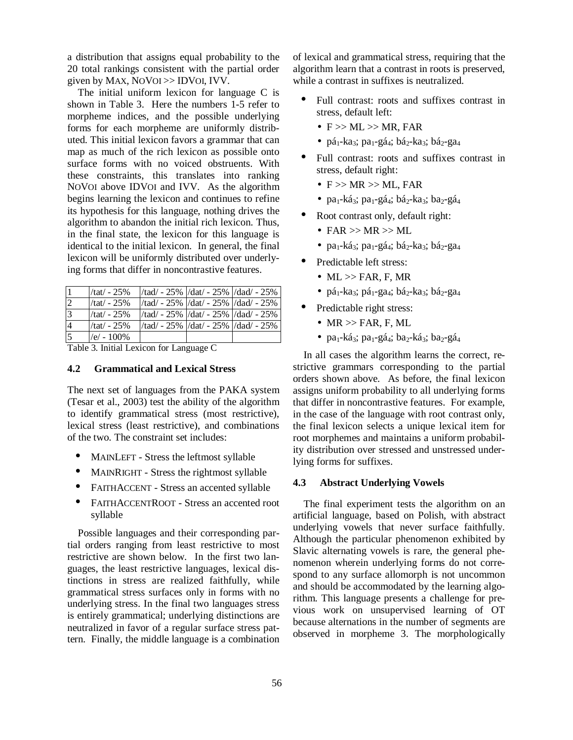a distribution that assigns equal probability to the 20 total rankings consistent with the partial order given by MAX, NOVOI >> IDVOI, IVV.

The initial uniform lexicon for language C is shown in Table 3. Here the numbers 1-5 refer to morpheme indices, and the possible underlying forms for each morpheme are uniformly distributed. This initial lexicon favors a grammar that can map as much of the rich lexicon as possible onto surface forms with no voiced obstruents. With these constraints, this translates into ranking NOVOI above IDVOI and IVV. As the algorithm begins learning the lexicon and continues to refine its hypothesis for this language, nothing drives the algorithm to abandon the initial rich lexicon. Thus, in the final state, the lexicon for this language is identical to the initial lexicon. In general, the final lexicon will be uniformly distributed over underlying forms that differ in noncontrastive features.

| | | | | |
|---|---|---|---|---|
| 1 | /tat/ - 25% | /tad/ - 25% | /dat/ - 25% | /dad/ - 25% |
| 2 | /tat/ - 25% | /tad/ - 25% | /dat/ - 25% | /dad/ - 25% |
| 3 | /tat/ - 25% | /tad/ - 25% | /dat/ - 25% | /dad/ - 25% |
| 4 | /tat/ - 25% | /tad/ - 25% | /dat/ - 25% | /dad/ - 25% |
| 5 | /e/ - 100% | | | |

Table 3. Initial Lexicon for Language C

### 4.2 Grammatical and Lexical Stress

The next set of languages from the PAKA system (Tesar et al., 2003) test the ability of the algorithm to identify grammatical stress (most restrictive), lexical stress (least restrictive), and combinations of the two. The constraint set includes:

- MAINLEFT - Stress the leftmost syllable
- MAINRIGHT - Stress the rightmost syllable
- FAITHACCENT - Stress an accented syllable
- FAITHACCENTROOT - Stress an accented root syllable

Possible languages and their corresponding partial orders ranging from least restrictive to most restrictive are shown below. In the first two languages, the least restrictive languages, lexical distinctions in stress are realized faithfully, while grammatical stress surfaces only in forms with no underlying stress. In the final two languages stress is entirely grammatical; underlying distinctions are neutralized in favor of a regular surface stress pattern. Finally, the middle language is a combination of lexical and grammatical stress, requiring that the algorithm learn that a contrast in roots is preserved, while a contrast in suffixes is neutralized.

- Full contrast: roots and suffixes contrast in stress, default left:
  - F >> ML >> MR, FAR
  - pá$_1$-ka$_3$; pa$_1$-gá$_4$; bá$_2$-ka$_3$; bá$_2$-ga$_4$
- Full contrast: roots and suffixes contrast in stress, default right:
  - F >> MR >> ML, FAR
  - pa$_1$-ká$_3$; pa$_1$-gá$_4$; bá$_2$-ka$_3$; ba$_2$-gá$_4$
- Root contrast only, default right:
  - FAR >> MR >> ML
  - pa$_1$-ká$_3$; pa$_1$-gá$_4$; bá$_2$-ka$_3$; bá$_2$-ga$_4$
- Predictable left stress:
  - ML >> FAR, F, MR
  - pá$_1$-ka$_3$; pá$_1$-ga$_4$; bá$_2$-ka$_3$; bá$_2$-ga$_4$
- Predictable right stress:
  - MR >> FAR, F, ML
  - pa$_1$-ká$_3$; pa$_1$-gá$_4$; ba$_2$-ká$_3$; ba$_2$-gá$_4$

In all cases the algorithm learns the correct, restrictive grammars corresponding to the partial orders shown above. As before, the final lexicon assigns uniform probability to all underlying forms that differ in noncontrastive features. For example, in the case of the language with root contrast only, the final lexicon selects a unique lexical item for root morphemes and maintains a uniform probability distribution over stressed and unstressed underlying forms for suffixes.

### 4.3 Abstract Underlying Vowels

The final experiment tests the algorithm on an artificial language, based on Polish, with abstract underlying vowels that never surface faithfully. Although the particular phenomenon exhibited by Slavic alternating vowels is rare, the general phenomenon wherein underlying forms do not correspond to any surface allomorph is not uncommon and should be accommodated by the learning algorithm. This language presents a challenge for previous work on unsupervised learning of OT because alternations in the number of segments are observed in morpheme 3. The morphologically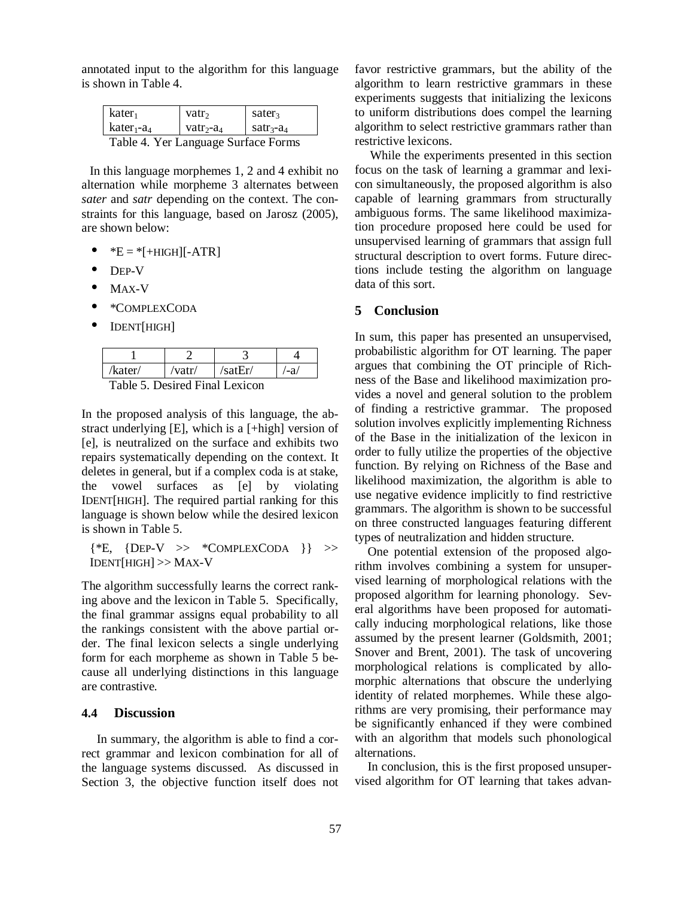annotated input to the algorithm for this language is shown in Table 4.

| $kater_1$ | $vatr_2$ | $sater_3$ |
|---|---|---|
| $kater_1$-$a_4$ | $vatr_2$-$a_4$ | $satr_3$-$a_4$ |

Table 4. Yer Language Surface Forms

In this language morphemes 1, 2 and 4 exhibit no alternation while morpheme 3 alternates between *sater* and *satr* depending on the context. The constraints for this language, based on Jarosz (2005), are shown below:

- *E = *[+HIGH][-ATR]
- DEP-V
- MAX-V
- *COMPLEXCODA
- IDENT[HIGH]

| 1 | 2 | 3 | 4 |
|---|---|---|---|
| /kater/ | /vatr/ | /satEr/ | /-a/ |

Table 5. Desired Final Lexicon

In the proposed analysis of this language, the abstract underlying [E], which is a [+high] version of [e], is neutralized on the surface and exhibits two repairs systematically depending on the context. It deletes in general, but if a complex coda is at stake, the vowel surfaces as [e] by violating IDENT[HIGH]. The required partial ranking for this language is shown below while the desired lexicon is shown in Table 5.

{*E, {DEP-V >> *COMPLEXCODA }} >> IDENT[HIGH] >> MAX-V

The algorithm successfully learns the correct ranking above and the lexicon in Table 5. Specifically, the final grammar assigns equal probability to all the rankings consistent with the above partial order. The final lexicon selects a single underlying form for each morpheme as shown in Table 5 because all underlying distinctions in this language are contrastive.

### 4.4 Discussion

In summary, the algorithm is able to find a correct grammar and lexicon combination for all of the language systems discussed. As discussed in Section 3, the objective function itself does not favor restrictive grammars, but the ability of the algorithm to learn restrictive grammars in these experiments suggests that initializing the lexicons to uniform distributions does compel the learning algorithm to select restrictive grammars rather than restrictive lexicons.

While the experiments presented in this section focus on the task of learning a grammar and lexicon simultaneously, the proposed algorithm is also capable of learning grammars from structurally ambiguous forms. The same likelihood maximization procedure proposed here could be used for unsupervised learning of grammars that assign full structural description to overt forms. Future directions include testing the algorithm on language data of this sort.

## 5 Conclusion

In sum, this paper has presented an unsupervised, probabilistic algorithm for OT learning. The paper argues that combining the OT principle of Richness of the Base and likelihood maximization provides a novel and general solution to the problem of finding a restrictive grammar. The proposed solution involves explicitly implementing Richness of the Base in the initialization of the lexicon in order to fully utilize the properties of the objective function. By relying on Richness of the Base and likelihood maximization, the algorithm is able to use negative evidence implicitly to find restrictive grammars. The algorithm is shown to be successful on three constructed languages featuring different types of neutralization and hidden structure.

One potential extension of the proposed algorithm involves combining a system for unsupervised learning of morphological relations with the proposed algorithm for learning phonology. Several algorithms have been proposed for automatically inducing morphological relations, like those assumed by the present learner (Goldsmith, 2001; Snover and Brent, 2001). The task of uncovering morphological relations is complicated by allomorphic alternations that obscure the underlying identity of related morphemes. While these algorithms are very promising, their performance may be significantly enhanced if they were combined with an algorithm that models such phonological alternations.

In conclusion, this is the first proposed unsupervised algorithm for OT learning that takes advan-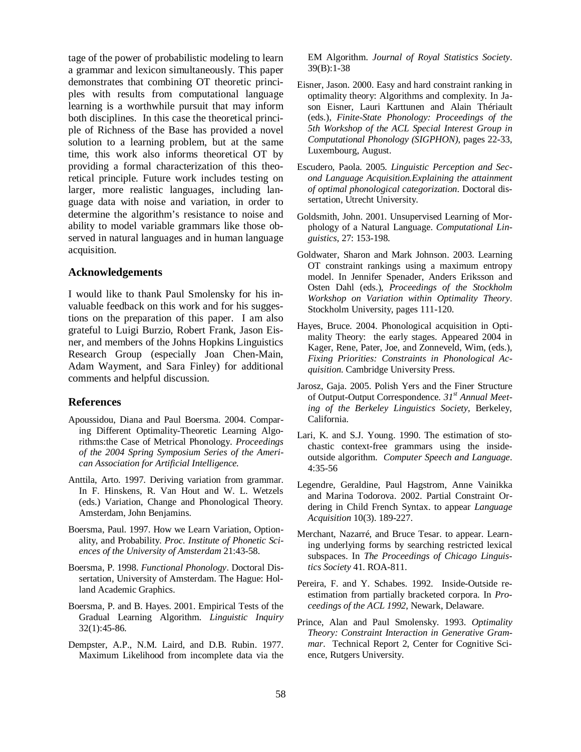tage of the power of probabilistic modeling to learn a grammar and lexicon simultaneously. This paper demonstrates that combining OT theoretic principles with results from computational language learning is a worthwhile pursuit that may inform both disciplines. In this case the theoretical principle of Richness of the Base has provided a novel solution to a learning problem, but at the same time, this work also informs theoretical OT by providing a formal characterization of this theoretical principle. Future work includes testing on larger, more realistic languages, including language data with noise and variation, in order to determine the algorithm's resistance to noise and ability to model variable grammars like those observed in natural languages and in human language acquisition.

### Acknowledgements

I would like to thank Paul Smolensky for his invaluable feedback on this work and for his suggestions on the preparation of this paper. I am also grateful to Luigi Burzio, Robert Frank, Jason Eisner, and members of the Johns Hopkins Linguistics Research Group (especially Joan Chen-Main, Adam Wayment, and Sara Finley) for additional comments and helpful discussion.

### References

Apoussidou, Diana and Paul Boersma. 2004. Comparing Different Optimality-Theoretic Learning Algorithms:the Case of Metrical Phonology. *Proceedings of the 2004 Spring Symposium Series of the American Association for Artificial Intelligence.*

Anttila, Arto. 1997. Deriving variation from grammar. In F. Hinskens, R. Van Hout and W. L. Wetzels (eds.) Variation, Change and Phonological Theory. Amsterdam, John Benjamins.

Boersma, Paul. 1997. How we Learn Variation, Optionality, and Probability. *Proc. Institute of Phonetic Sciences of the University of Amsterdam* 21:43-58.

Boersma, P. 1998. *Functional Phonology*. Doctoral Dissertation, University of Amsterdam. The Hague: Holland Academic Graphics.

Boersma, P. and B. Hayes. 2001. Empirical Tests of the Gradual Learning Algorithm. *Linguistic Inquiry* 32(1):45-86.

Dempster, A.P., N.M. Laird, and D.B. Rubin. 1977. Maximum Likelihood from incomplete data via the EM Algorithm. *Journal of Royal Statistics Society*. 39(B):1-38

Eisner, Jason. 2000. Easy and hard constraint ranking in optimality theory: Algorithms and complexity. In Jason Eisner, Lauri Karttunen and Alain Thériault (eds.), *Finite-State Phonology: Proceedings of the 5th Workshop of the ACL Special Interest Group in Computational Phonology (SIGPHON)*, pages 22-33, Luxembourg, August.

Escudero, Paola. 2005. *Linguistic Perception and Second Language Acquisition.Explaining the attainment of optimal phonological categorization*. Doctoral dissertation, Utrecht University.

Goldsmith, John. 2001. Unsupervised Learning of Morphology of a Natural Language. *Computational Linguistics*, 27: 153-198.

Goldwater, Sharon and Mark Johnson. 2003. Learning OT constraint rankings using a maximum entropy model. In Jennifer Spenader, Anders Eriksson and Osten Dahl (eds.), *Proceedings of the Stockholm Workshop on Variation within Optimality Theory*. Stockholm University, pages 111-120.

Hayes, Bruce. 2004. Phonological acquisition in Optimality Theory: the early stages. Appeared 2004 in Kager, Rene, Pater, Joe, and Zonneveld, Wim, (eds.), *Fixing Priorities: Constraints in Phonological Acquisition*. Cambridge University Press.

Jarosz, Gaja. 2005. Polish Yers and the Finer Structure of Output-Output Correspondence. *31st Annual Meeting of the Berkeley Linguistics Society*, Berkeley, California.

Lari, K. and S.J. Young. 1990. The estimation of stochastic context-free grammars using the inside-outside algorithm. *Computer Speech and Language*. 4:35-56

Legendre, Geraldine, Paul Hagstrom, Anne Vainikka and Marina Todorova. 2002. Partial Constraint Ordering in Child French Syntax. to appear *Language Acquisition* 10(3). 189-227.

Merchant, Nazarré, and Bruce Tesar. to appear. Learning underlying forms by searching restricted lexical subspaces. In *The Proceedings of Chicago Linguistics Society* 41. ROA-811.

Pereira, F. and Y. Schabes. 1992. Inside-Outside reestimation from partially bracketed corpora. In *Proceedings of the ACL 1992*, Newark, Delaware.

Prince, Alan and Paul Smolensky. 1993. *Optimality Theory: Constraint Interaction in Generative Grammar*. Technical Report 2, Center for Cognitive Science, Rutgers University.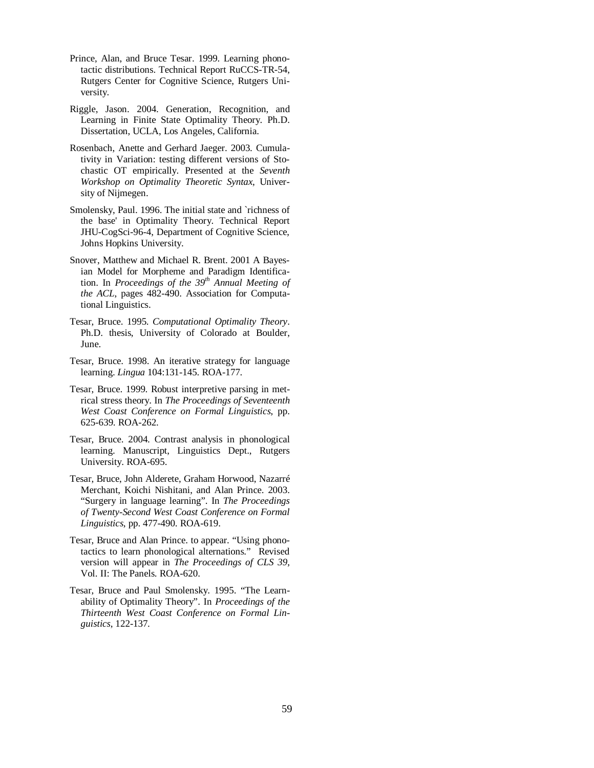Prince, Alan, and Bruce Tesar. 1999. Learning phonotactic distributions. Technical Report RuCCS-TR-54, Rutgers Center for Cognitive Science, Rutgers University.

Riggle, Jason. 2004. Generation, Recognition, and Learning in Finite State Optimality Theory. Ph.D. Dissertation, UCLA, Los Angeles, California.

Rosenbach, Anette and Gerhard Jaeger. 2003. Cumulativity in Variation: testing different versions of Stochastic OT empirically. Presented at the *Seventh Workshop on Optimality Theoretic Syntax*, University of Nijmegen.

Smolensky, Paul. 1996. The initial state and `richness of the base' in Optimality Theory. Technical Report JHU-CogSci-96-4, Department of Cognitive Science, Johns Hopkins University.

Snover, Matthew and Michael R. Brent. 2001 A Bayesian Model for Morpheme and Paradigm Identification. In *Proceedings of the 39th Annual Meeting of the ACL*, pages 482-490. Association for Computational Linguistics.

Tesar, Bruce. 1995. *Computational Optimality Theory*. Ph.D. thesis, University of Colorado at Boulder, June.

Tesar, Bruce. 1998. An iterative strategy for language learning. *Lingua* 104:131-145. ROA-177.

Tesar, Bruce. 1999. Robust interpretive parsing in metrical stress theory. In *The Proceedings of Seventeenth West Coast Conference on Formal Linguistics*, pp. 625-639. ROA-262.

Tesar, Bruce. 2004. Contrast analysis in phonological learning. Manuscript, Linguistics Dept., Rutgers University. ROA-695.

Tesar, Bruce, John Alderete, Graham Horwood, Nazarré Merchant, Koichi Nishitani, and Alan Prince. 2003. "Surgery in language learning". In *The Proceedings of Twenty-Second West Coast Conference on Formal Linguistics*, pp. 477-490. ROA-619.

Tesar, Bruce and Alan Prince. to appear. "Using phonotactics to learn phonological alternations." Revised version will appear in *The Proceedings of CLS 39*, Vol. II: The Panels. ROA-620.

Tesar, Bruce and Paul Smolensky. 1995. "The Learnability of Optimality Theory". In *Proceedings of the Thirteenth West Coast Conference on Formal Linguistics*, 122-137.